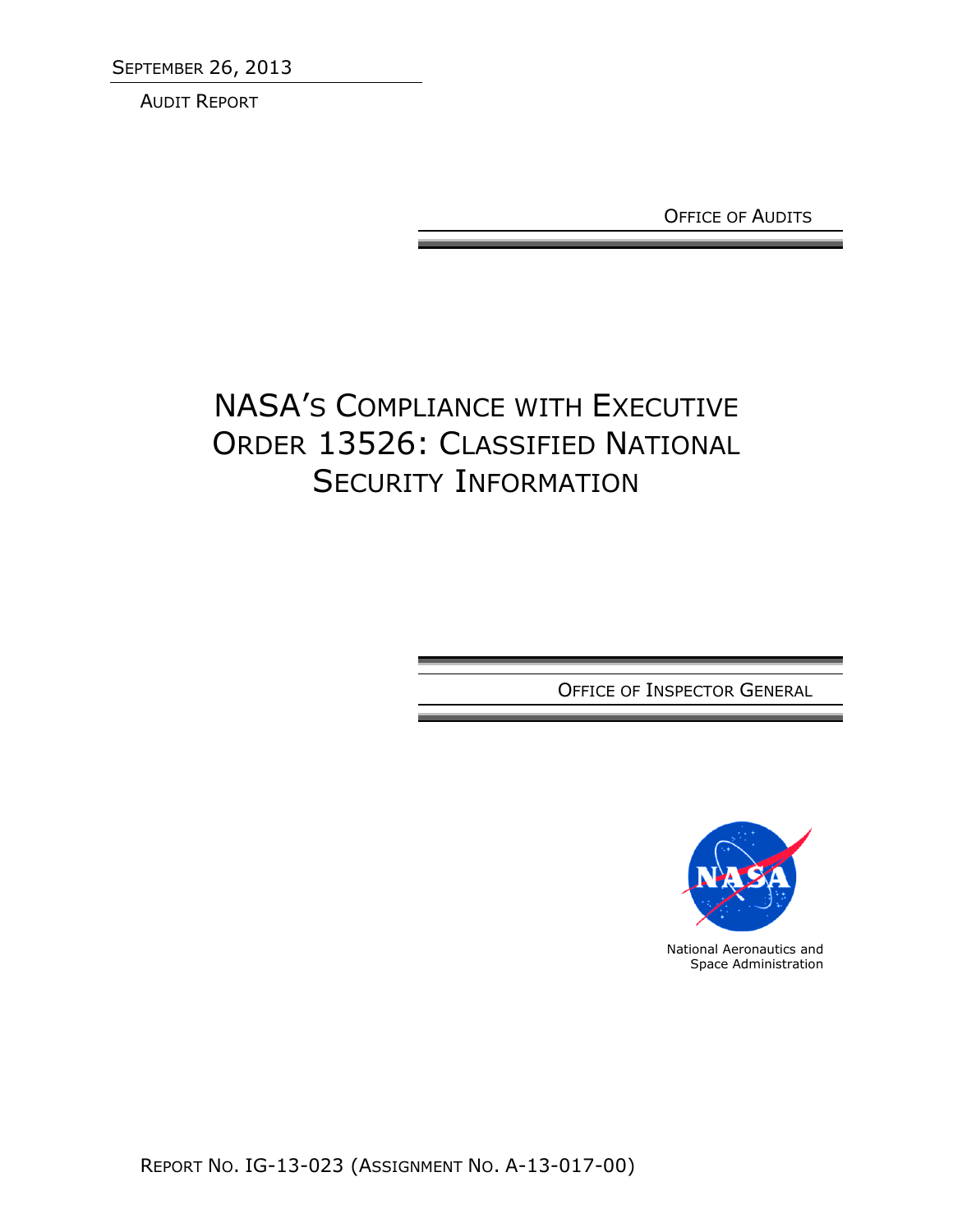SEPTEMBER 26, 2013

AUDIT REPORT

OFFICE OF AUDITS

# NASA'S COMPLIANCE WITH EXECUTIVE ORDER 13526: CLASSIFIED NATIONAL SECURITY INFORMATION

OFFICE OF INSPECTOR GENERAL

National Aeronautics and Space Administration

REPORT NO. IG-13-023 (ASSIGNMENT NO. A-13-017-00)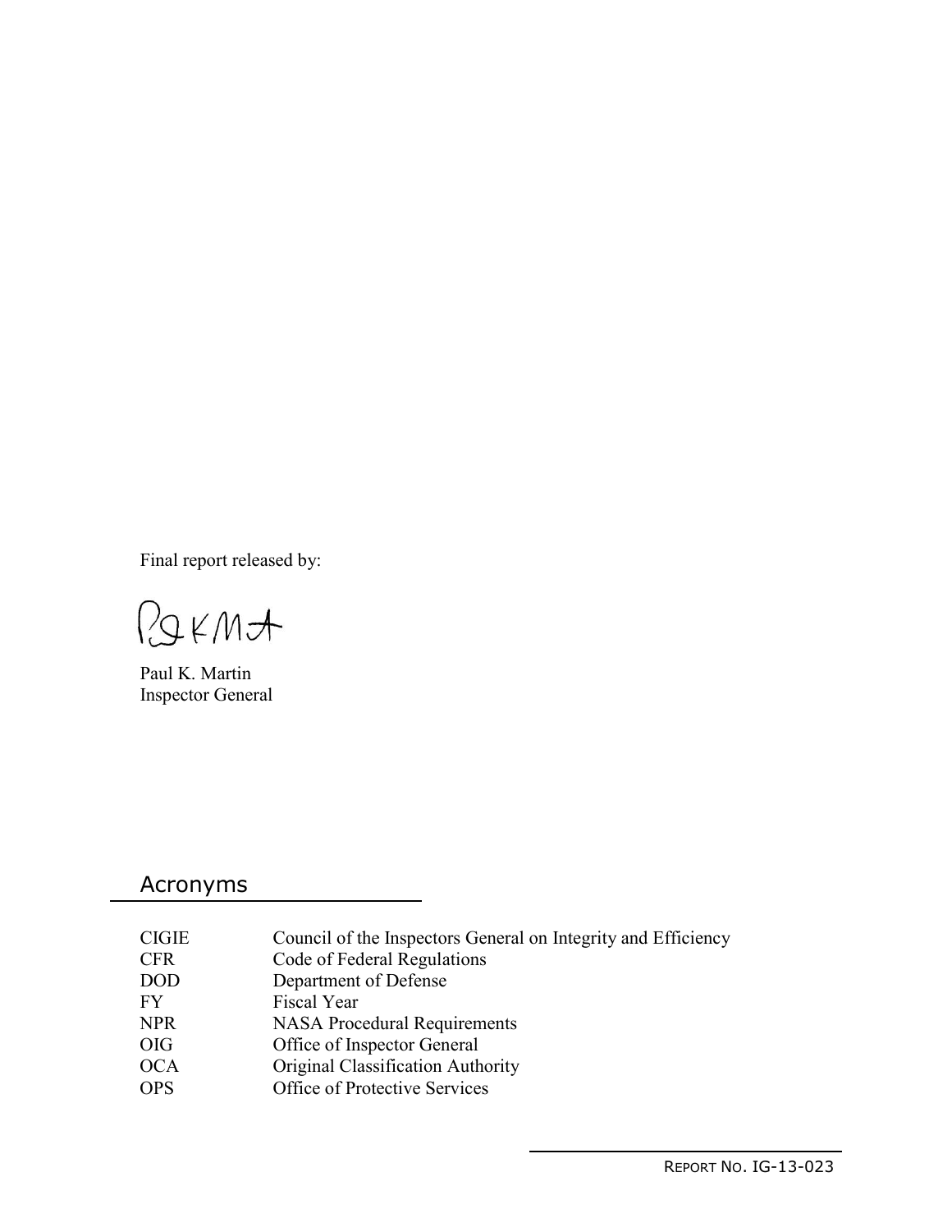Final report released by:

Paul K. Martin
Inspector General

## Acronyms

| | |
|---|---|
| CIGIE | Council of the Inspectors General on Integrity and Efficiency |
| CFR | Code of Federal Regulations |
| DOD | Department of Defense |
| FY | Fiscal Year |
| NPR | NASA Procedural Requirements |
| OIG | Office of Inspector General |
| OCA | Original Classification Authority |
| OPS | Office of Protective Services |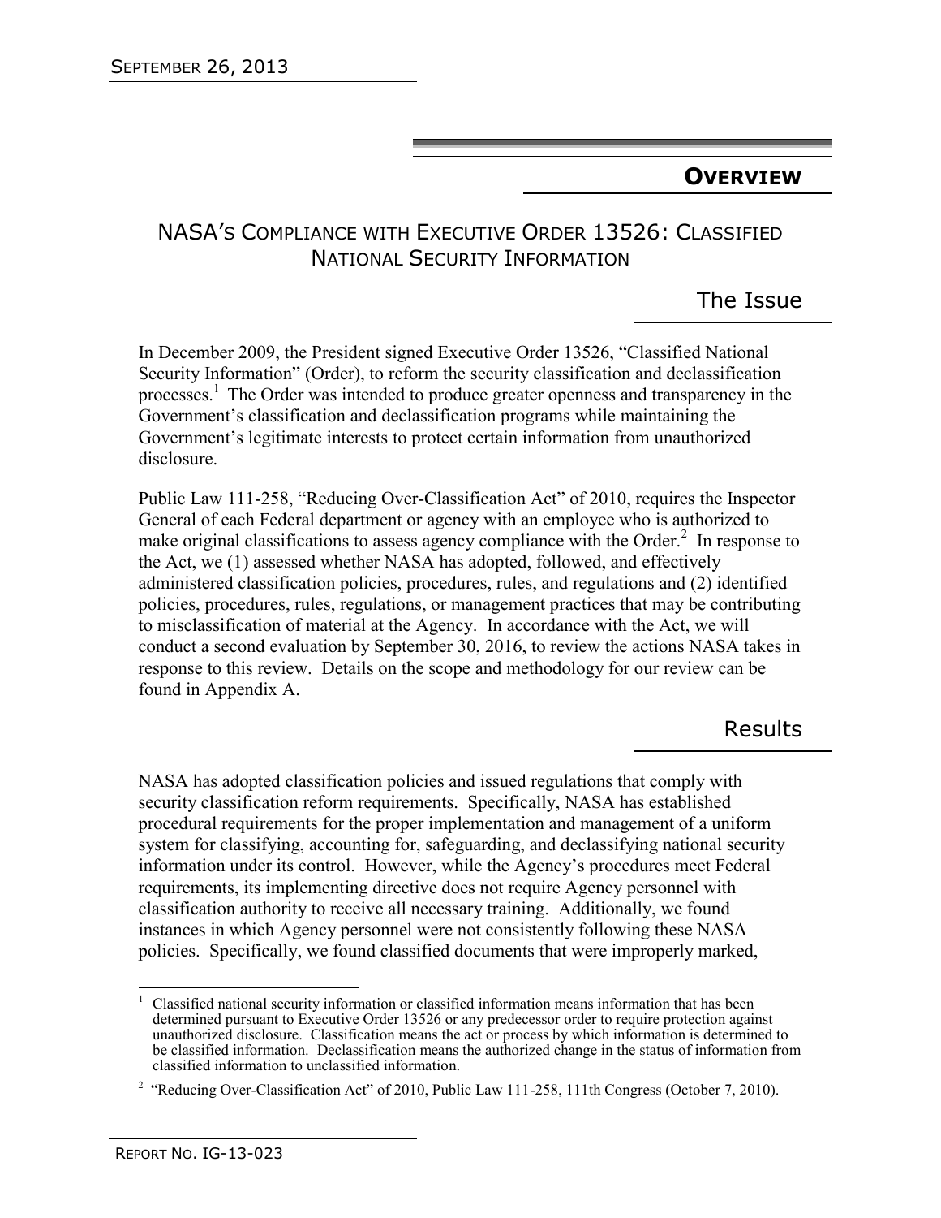## OVERVIEW

# NASA'S COMPLIANCE WITH EXECUTIVE ORDER 13526: CLASSIFIED NATIONAL SECURITY INFORMATION

### The Issue

In December 2009, the President signed Executive Order 13526, "Classified National Security Information" (Order), to reform the security classification and declassification processes.[1] The Order was intended to produce greater openness and transparency in the Government's classification and declassification programs while maintaining the Government's legitimate interests to protect certain information from unauthorized disclosure.

Public Law 111-258, "Reducing Over-Classification Act" of 2010, requires the Inspector General of each Federal department or agency with an employee who is authorized to make original classifications to assess agency compliance with the Order.[2] In response to the Act, we (1) assessed whether NASA has adopted, followed, and effectively administered classification policies, procedures, rules, and regulations and (2) identified policies, procedures, rules, regulations, or management practices that may be contributing to misclassification of material at the Agency. In accordance with the Act, we will conduct a second evaluation by September 30, 2016, to review the actions NASA takes in response to this review. Details on the scope and methodology for our review can be found in Appendix A.

### Results

NASA has adopted classification policies and issued regulations that comply with security classification reform requirements. Specifically, NASA has established procedural requirements for the proper implementation and management of a uniform system for classifying, accounting for, safeguarding, and declassifying national security information under its control. However, while the Agency's procedures meet Federal requirements, its implementing directive does not require Agency personnel with classification authority to receive all necessary training. Additionally, we found instances in which Agency personnel were not consistently following these NASA policies. Specifically, we found classified documents that were improperly marked,

---

[1] Classified national security information or classified information means information that has been determined pursuant to Executive Order 13526 or any predecessor order to require protection against unauthorized disclosure. Classification means the act or process by which information is determined to be classified information. Declassification means the authorized change in the status of information from classified information to unclassified information.

[2] "Reducing Over-Classification Act" of 2010, Public Law 111-258, 111th Congress (October 7, 2010).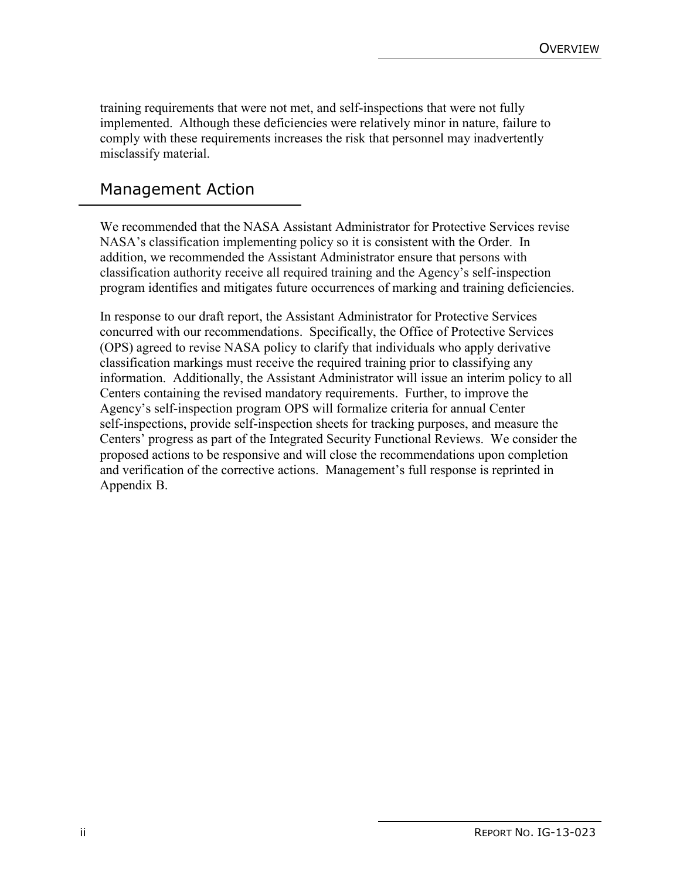training requirements that were not met, and self-inspections that were not fully implemented. Although these deficiencies were relatively minor in nature, failure to comply with these requirements increases the risk that personnel may inadvertently misclassify material.

## Management Action

We recommended that the NASA Assistant Administrator for Protective Services revise NASA's classification implementing policy so it is consistent with the Order. In addition, we recommended the Assistant Administrator ensure that persons with classification authority receive all required training and the Agency's self-inspection program identifies and mitigates future occurrences of marking and training deficiencies.

In response to our draft report, the Assistant Administrator for Protective Services concurred with our recommendations. Specifically, the Office of Protective Services (OPS) agreed to revise NASA policy to clarify that individuals who apply derivative classification markings must receive the required training prior to classifying any information. Additionally, the Assistant Administrator will issue an interim policy to all Centers containing the revised mandatory requirements. Further, to improve the Agency's self-inspection program OPS will formalize criteria for annual Center self-inspections, provide self-inspection sheets for tracking purposes, and measure the Centers' progress as part of the Integrated Security Functional Reviews. We consider the proposed actions to be responsive and will close the recommendations upon completion and verification of the corrective actions. Management's full response is reprinted in Appendix B.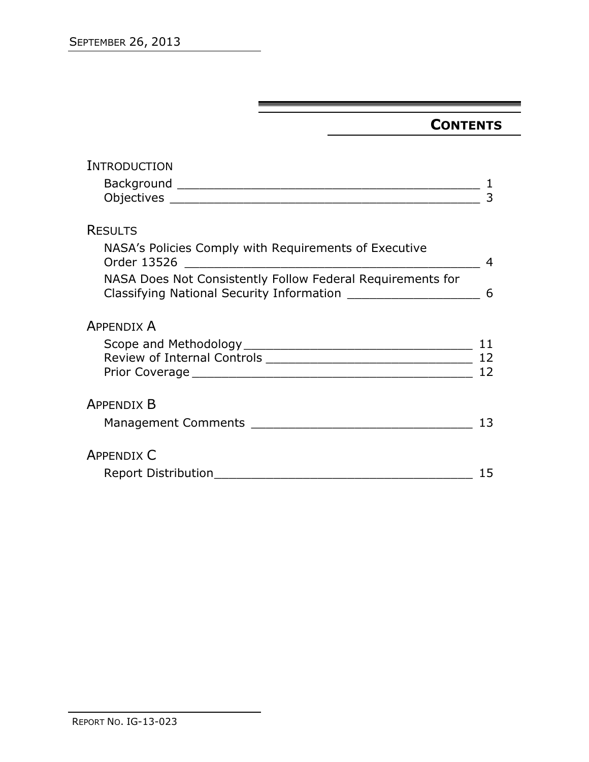# CONTENTS

## INTRODUCTION

Background _______________________________________ 1
Objectives _______________________________________ 3

## RESULTS

NASA's Policies Comply with Requirements of Executive Order 13526 _______________________________________ 4

NASA Does Not Consistently Follow Federal Requirements for Classifying National Security Information __________________ 6

## APPENDIX A

Scope and Methodology _______________________________ 11
Review of Internal Controls _____________________________ 12
Prior Coverage _______________________________________ 12

## APPENDIX B

Management Comments ______________________________ 13

## APPENDIX C

Report Distribution___________________________________ 15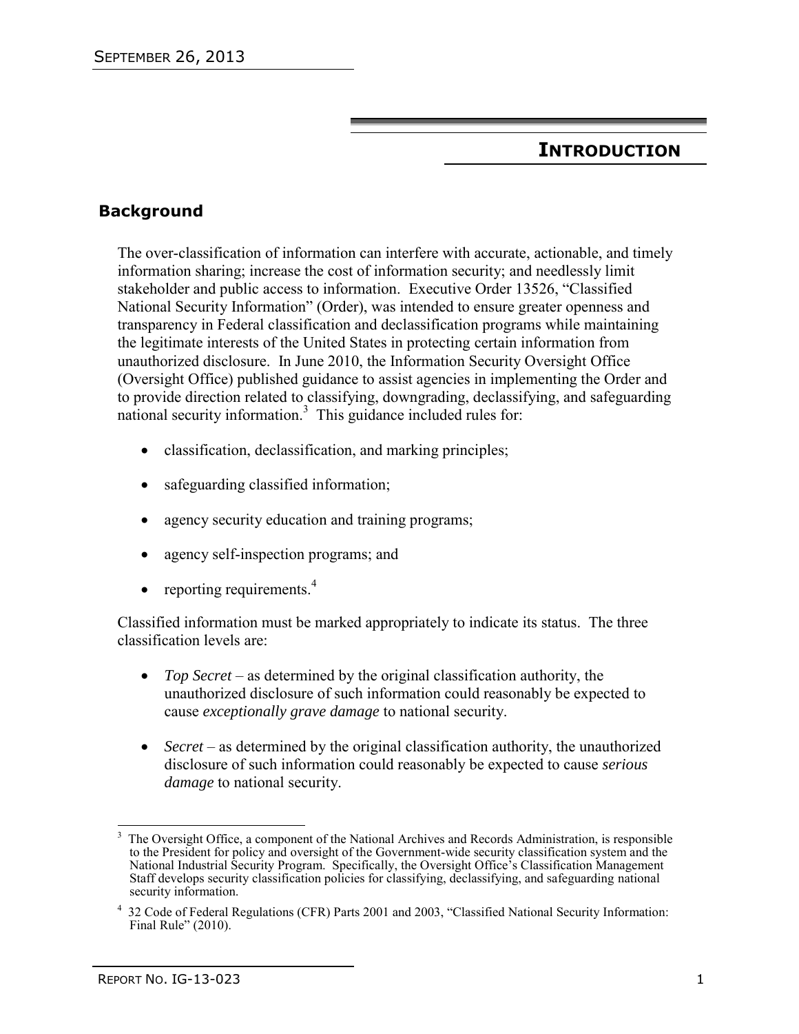# INTRODUCTION

## Background

The over-classification of information can interfere with accurate, actionable, and timely information sharing; increase the cost of information security; and needlessly limit stakeholder and public access to information. Executive Order 13526, "Classified National Security Information" (Order), was intended to ensure greater openness and transparency in Federal classification and declassification programs while maintaining the legitimate interests of the United States in protecting certain information from unauthorized disclosure. In June 2010, the Information Security Oversight Office (Oversight Office) published guidance to assist agencies in implementing the Order and to provide direction related to classifying, downgrading, declassifying, and safeguarding national security information.[3] This guidance included rules for:

- classification, declassification, and marking principles;
- safeguarding classified information;
- agency security education and training programs;
- agency self-inspection programs; and
- reporting requirements.[4]

Classified information must be marked appropriately to indicate its status. The three classification levels are:

- *Top Secret* – as determined by the original classification authority, the unauthorized disclosure of such information could reasonably be expected to cause *exceptionally grave damage* to national security.
- *Secret* – as determined by the original classification authority, the unauthorized disclosure of such information could reasonably be expected to cause *serious damage* to national security.

[3] The Oversight Office, a component of the National Archives and Records Administration, is responsible to the President for policy and oversight of the Government-wide security classification system and the National Industrial Security Program. Specifically, the Oversight Office's Classification Management Staff develops security classification policies for classifying, declassifying, and safeguarding national security information.

[4] 32 Code of Federal Regulations (CFR) Parts 2001 and 2003, "Classified National Security Information: Final Rule" (2010).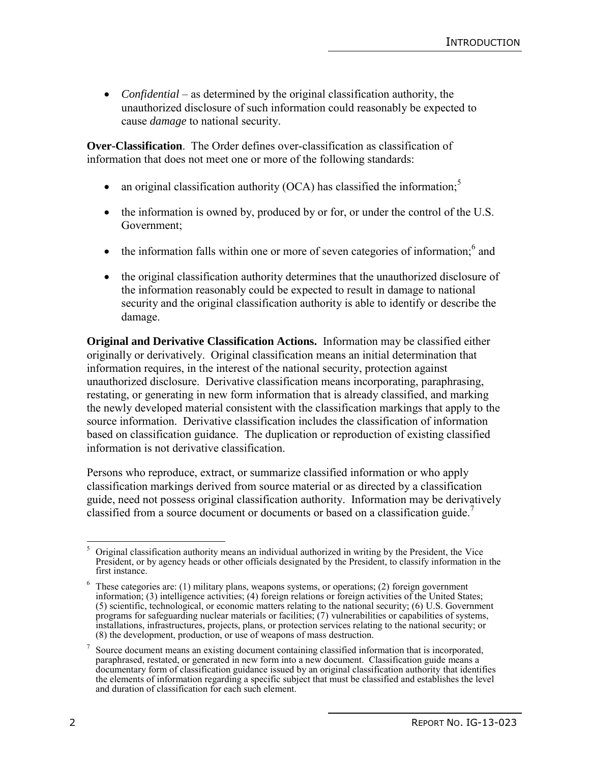- *Confidential* – as determined by the original classification authority, the unauthorized disclosure of such information could reasonably be expected to cause *damage* to national security.

**Over-Classification**. The Order defines over-classification as classification of information that does not meet one or more of the following standards:

- an original classification authority (OCA) has classified the information;[5]
- the information is owned by, produced by or for, or under the control of the U.S. Government;
- the information falls within one or more of seven categories of information;[6] and
- the original classification authority determines that the unauthorized disclosure of the information reasonably could be expected to result in damage to national security and the original classification authority is able to identify or describe the damage.

**Original and Derivative Classification Actions.** Information may be classified either originally or derivatively. Original classification means an initial determination that information requires, in the interest of the national security, protection against unauthorized disclosure. Derivative classification means incorporating, paraphrasing, restating, or generating in new form information that is already classified, and marking the newly developed material consistent with the classification markings that apply to the source information. Derivative classification includes the classification of information based on classification guidance. The duplication or reproduction of existing classified information is not derivative classification.

Persons who reproduce, extract, or summarize classified information or who apply classification markings derived from source material or as directed by a classification guide, need not possess original classification authority. Information may be derivatively classified from a source document or documents or based on a classification guide.[7]

---

[5] Original classification authority means an individual authorized in writing by the President, the Vice President, or by agency heads or other officials designated by the President, to classify information in the first instance.

[6] These categories are: (1) military plans, weapons systems, or operations; (2) foreign government information; (3) intelligence activities; (4) foreign relations or foreign activities of the United States; (5) scientific, technological, or economic matters relating to the national security; (6) U.S. Government programs for safeguarding nuclear materials or facilities; (7) vulnerabilities or capabilities of systems, installations, infrastructures, projects, plans, or protection services relating to the national security; or (8) the development, production, or use of weapons of mass destruction.

[7] Source document means an existing document containing classified information that is incorporated, paraphrased, restated, or generated in new form into a new document. Classification guide means a documentary form of classification guidance issued by an original classification authority that identifies the elements of information regarding a specific subject that must be classified and establishes the level and duration of classification for each such element.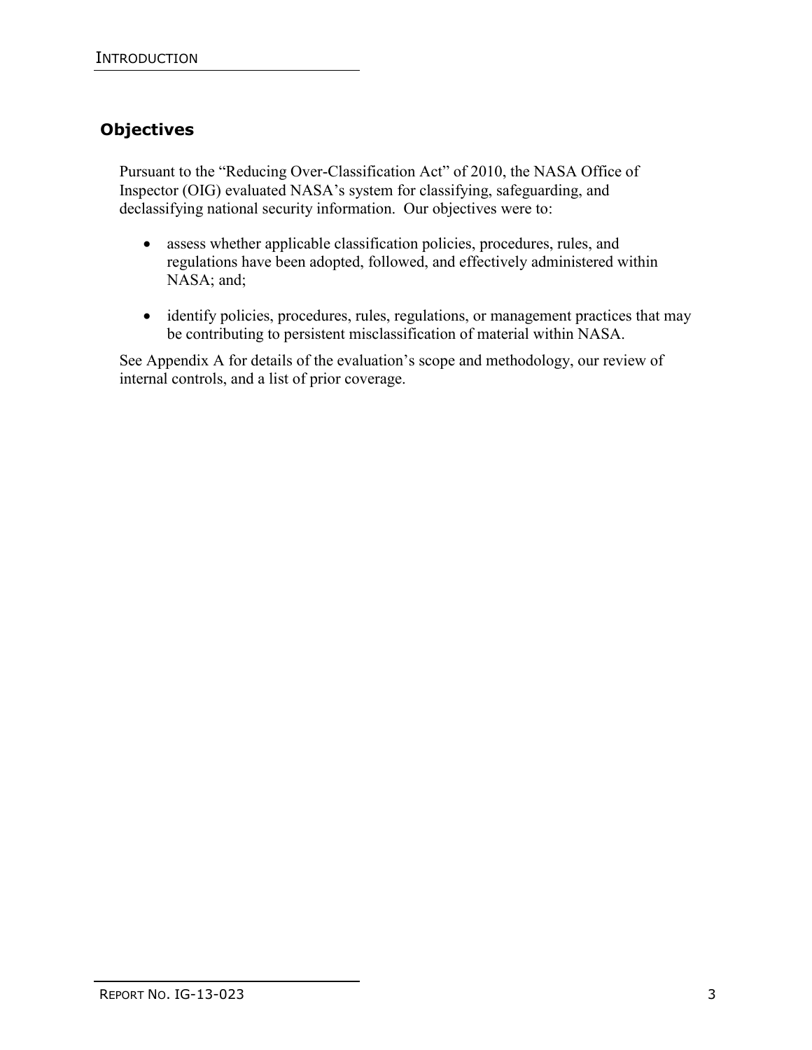## Objectives

Pursuant to the "Reducing Over-Classification Act" of 2010, the NASA Office of Inspector (OIG) evaluated NASA's system for classifying, safeguarding, and declassifying national security information. Our objectives were to:

- assess whether applicable classification policies, procedures, rules, and regulations have been adopted, followed, and effectively administered within NASA; and;
- identify policies, procedures, rules, regulations, or management practices that may be contributing to persistent misclassification of material within NASA.

See Appendix A for details of the evaluation's scope and methodology, our review of internal controls, and a list of prior coverage.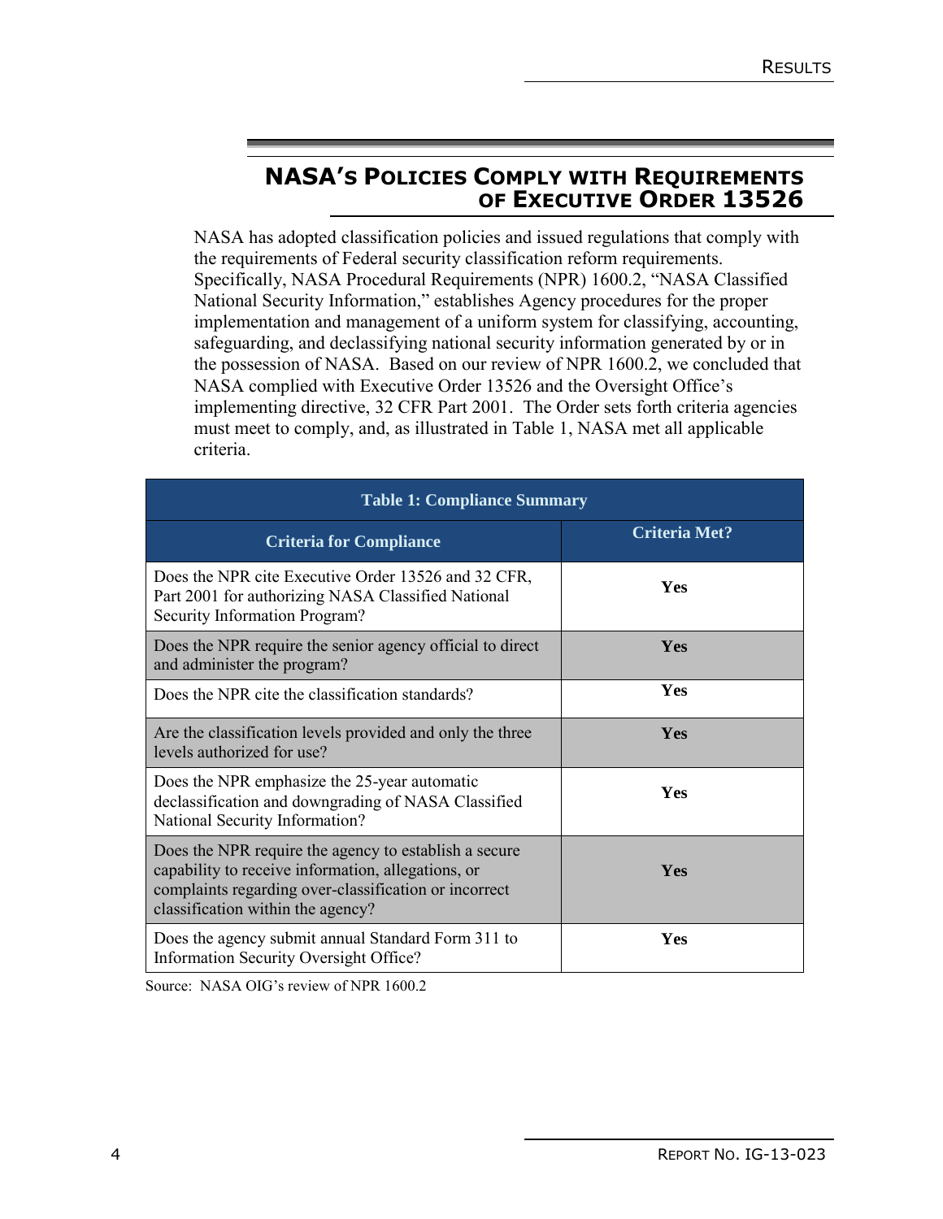## NASA's Policies Comply with Requirements of Executive Order 13526

NASA has adopted classification policies and issued regulations that comply with the requirements of Federal security classification reform requirements. Specifically, NASA Procedural Requirements (NPR) 1600.2, "NASA Classified National Security Information," establishes Agency procedures for the proper implementation and management of a uniform system for classifying, accounting, safeguarding, and declassifying national security information generated by or in the possession of NASA. Based on our review of NPR 1600.2, we concluded that NASA complied with Executive Order 13526 and the Oversight Office's implementing directive, 32 CFR Part 2001. The Order sets forth criteria agencies must meet to comply, and, as illustrated in Table 1, NASA met all applicable criteria.

**Table 1: Compliance Summary**

| Criteria for Compliance | Criteria Met? |
|---|---|
| Does the NPR cite Executive Order 13526 and 32 CFR, Part 2001 for authorizing NASA Classified National Security Information Program? | **Yes** |
| Does the NPR require the senior agency official to direct and administer the program? | **Yes** |
| Does the NPR cite the classification standards? | **Yes** |
| Are the classification levels provided and only the three levels authorized for use? | **Yes** |
| Does the NPR emphasize the 25-year automatic declassification and downgrading of NASA Classified National Security Information? | **Yes** |
| Does the NPR require the agency to establish a secure capability to receive information, allegations, or complaints regarding over-classification or incorrect classification within the agency? | **Yes** |
| Does the agency submit annual Standard Form 311 to Information Security Oversight Office? | **Yes** |

Source: NASA OIG's review of NPR 1600.2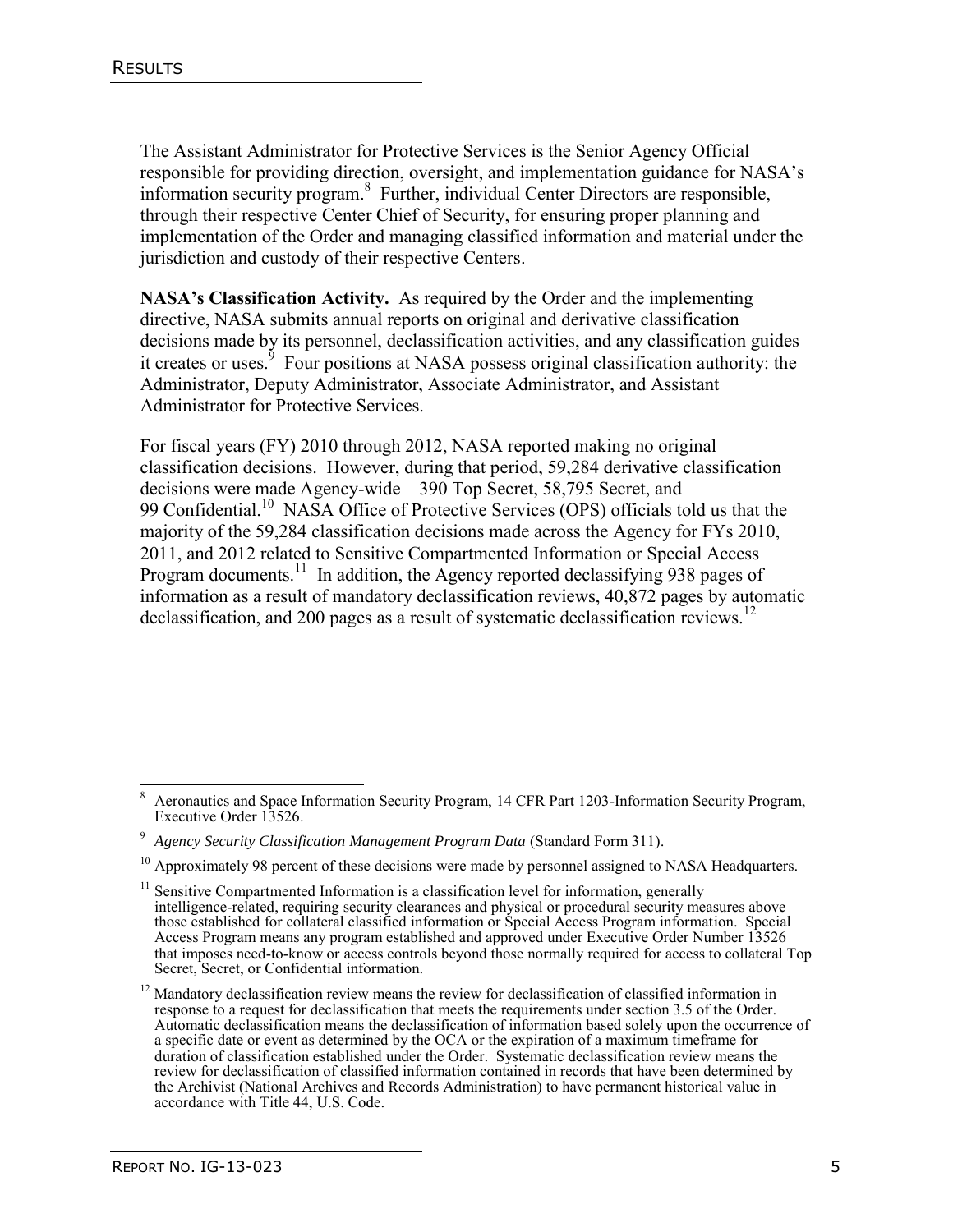The Assistant Administrator for Protective Services is the Senior Agency Official responsible for providing direction, oversight, and implementation guidance for NASA's information security program.[8] Further, individual Center Directors are responsible, through their respective Center Chief of Security, for ensuring proper planning and implementation of the Order and managing classified information and material under the jurisdiction and custody of their respective Centers.

**NASA's Classification Activity.** As required by the Order and the implementing directive, NASA submits annual reports on original and derivative classification decisions made by its personnel, declassification activities, and any classification guides it creates or uses.[9] Four positions at NASA possess original classification authority: the Administrator, Deputy Administrator, Associate Administrator, and Assistant Administrator for Protective Services.

For fiscal years (FY) 2010 through 2012, NASA reported making no original classification decisions. However, during that period, 59,284 derivative classification decisions were made Agency-wide – 390 Top Secret, 58,795 Secret, and 99 Confidential.[10] NASA Office of Protective Services (OPS) officials told us that the majority of the 59,284 classification decisions made across the Agency for FYs 2010, 2011, and 2012 related to Sensitive Compartmented Information or Special Access Program documents.[11] In addition, the Agency reported declassifying 938 pages of information as a result of mandatory declassification reviews, 40,872 pages by automatic declassification, and 200 pages as a result of systematic declassification reviews.[12]

---

[8] Aeronautics and Space Information Security Program, 14 CFR Part 1203-Information Security Program, Executive Order 13526.

[9] *Agency Security Classification Management Program Data* (Standard Form 311).

[10] Approximately 98 percent of these decisions were made by personnel assigned to NASA Headquarters.

[11] Sensitive Compartmented Information is a classification level for information, generally intelligence-related, requiring security clearances and physical or procedural security measures above those established for collateral classified information or Special Access Program information. Special Access Program means any program established and approved under Executive Order Number 13526 that imposes need-to-know or access controls beyond those normally required for access to collateral Top Secret, Secret, or Confidential information.

[12] Mandatory declassification review means the review for declassification of classified information in response to a request for declassification that meets the requirements under section 3.5 of the Order. Automatic declassification means the declassification of information based solely upon the occurrence of a specific date or event as determined by the OCA or the expiration of a maximum timeframe for duration of classification established under the Order. Systematic declassification review means the review for declassification of classified information contained in records that have been determined by the Archivist (National Archives and Records Administration) to have permanent historical value in accordance with Title 44, U.S. Code.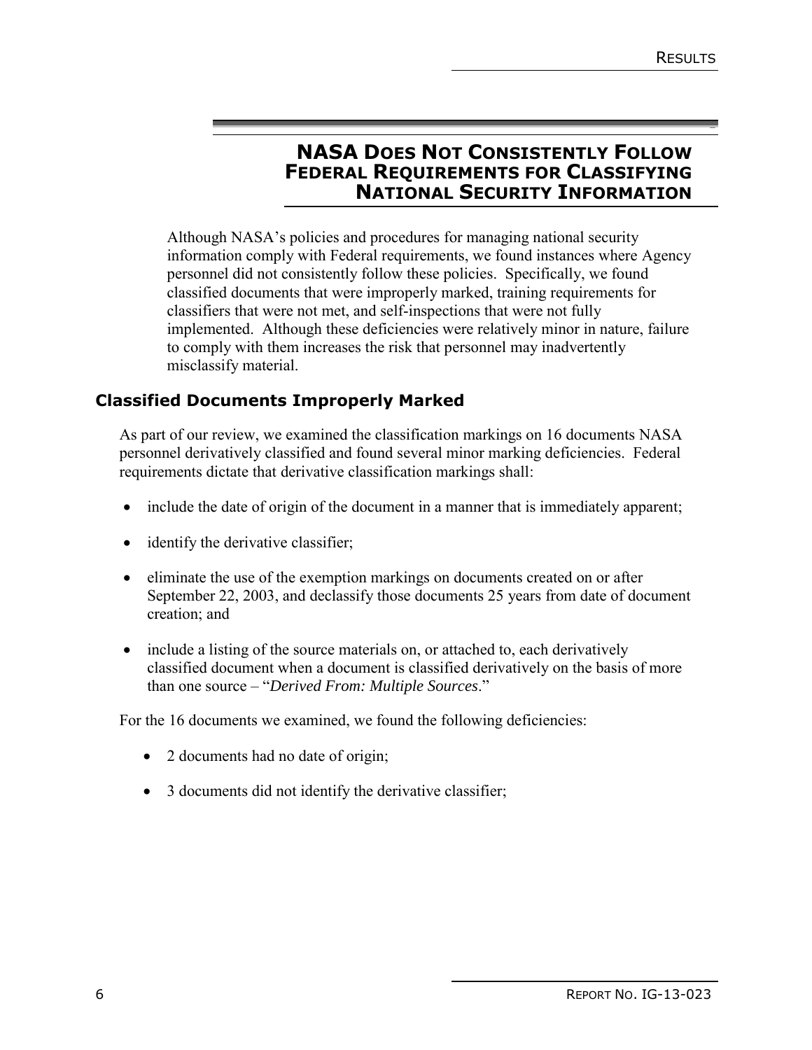## NASA Does Not Consistently Follow Federal Requirements for Classifying National Security Information

Although NASA's policies and procedures for managing national security information comply with Federal requirements, we found instances where Agency personnel did not consistently follow these policies. Specifically, we found classified documents that were improperly marked, training requirements for classifiers that were not met, and self-inspections that were not fully implemented. Although these deficiencies were relatively minor in nature, failure to comply with them increases the risk that personnel may inadvertently misclassify material.

### Classified Documents Improperly Marked

As part of our review, we examined the classification markings on 16 documents NASA personnel derivatively classified and found several minor marking deficiencies. Federal requirements dictate that derivative classification markings shall:

- include the date of origin of the document in a manner that is immediately apparent;
- identify the derivative classifier;
- eliminate the use of the exemption markings on documents created on or after September 22, 2003, and declassify those documents 25 years from date of document creation; and
- include a listing of the source materials on, or attached to, each derivatively classified document when a document is classified derivatively on the basis of more than one source – "*Derived From: Multiple Sources*."

For the 16 documents we examined, we found the following deficiencies:

- 2 documents had no date of origin;
- 3 documents did not identify the derivative classifier;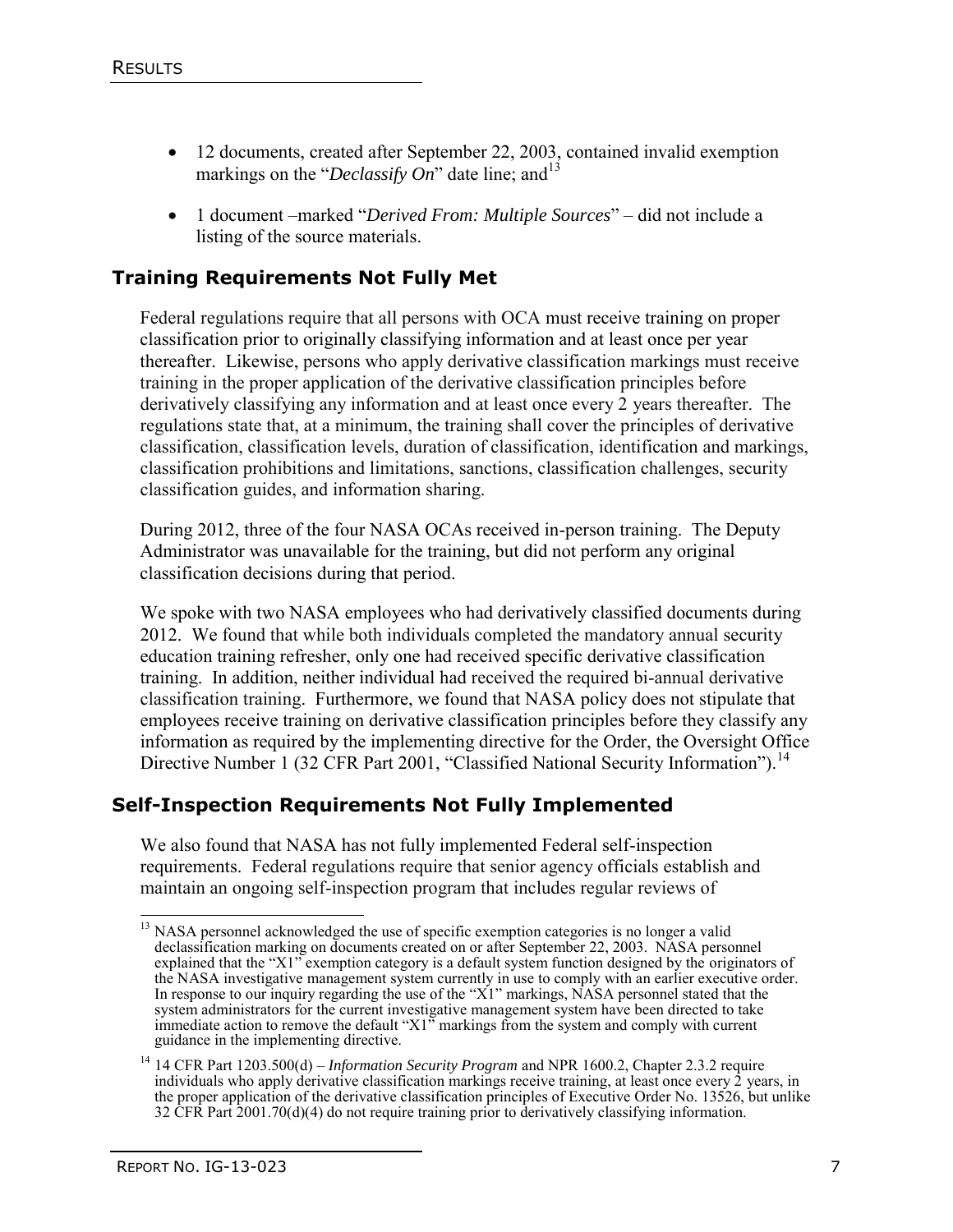- 12 documents, created after September 22, 2003, contained invalid exemption markings on the "*Declassify On*" date line; and[13]
- 1 document –marked "*Derived From: Multiple Sources*" – did not include a listing of the source materials.

## Training Requirements Not Fully Met

Federal regulations require that all persons with OCA must receive training on proper classification prior to originally classifying information and at least once per year thereafter. Likewise, persons who apply derivative classification markings must receive training in the proper application of the derivative classification principles before derivatively classifying any information and at least once every 2 years thereafter. The regulations state that, at a minimum, the training shall cover the principles of derivative classification, classification levels, duration of classification, identification and markings, classification prohibitions and limitations, sanctions, classification challenges, security classification guides, and information sharing.

During 2012, three of the four NASA OCAs received in-person training. The Deputy Administrator was unavailable for the training, but did not perform any original classification decisions during that period.

We spoke with two NASA employees who had derivatively classified documents during 2012. We found that while both individuals completed the mandatory annual security education training refresher, only one had received specific derivative classification training. In addition, neither individual had received the required bi-annual derivative classification training. Furthermore, we found that NASA policy does not stipulate that employees receive training on derivative classification principles before they classify any information as required by the implementing directive for the Order, the Oversight Office Directive Number 1 (32 CFR Part 2001, "Classified National Security Information").[14]

## Self-Inspection Requirements Not Fully Implemented

We also found that NASA has not fully implemented Federal self-inspection requirements. Federal regulations require that senior agency officials establish and maintain an ongoing self-inspection program that includes regular reviews of

---

[13] NASA personnel acknowledged the use of specific exemption categories is no longer a valid declassification marking on documents created on or after September 22, 2003. NASA personnel explained that the "X1" exemption category is a default system function designed by the originators of the NASA investigative management system currently in use to comply with an earlier executive order. In response to our inquiry regarding the use of the "X1" markings, NASA personnel stated that the system administrators for the current investigative management system have been directed to take immediate action to remove the default "X1" markings from the system and comply with current guidance in the implementing directive.

[14] 14 CFR Part 1203.500(d) – *Information Security Program* and NPR 1600.2, Chapter 2.3.2 require individuals who apply derivative classification markings receive training, at least once every 2 years, in the proper application of the derivative classification principles of Executive Order No. 13526, but unlike 32 CFR Part 2001.70(d)(4) do not require training prior to derivatively classifying information.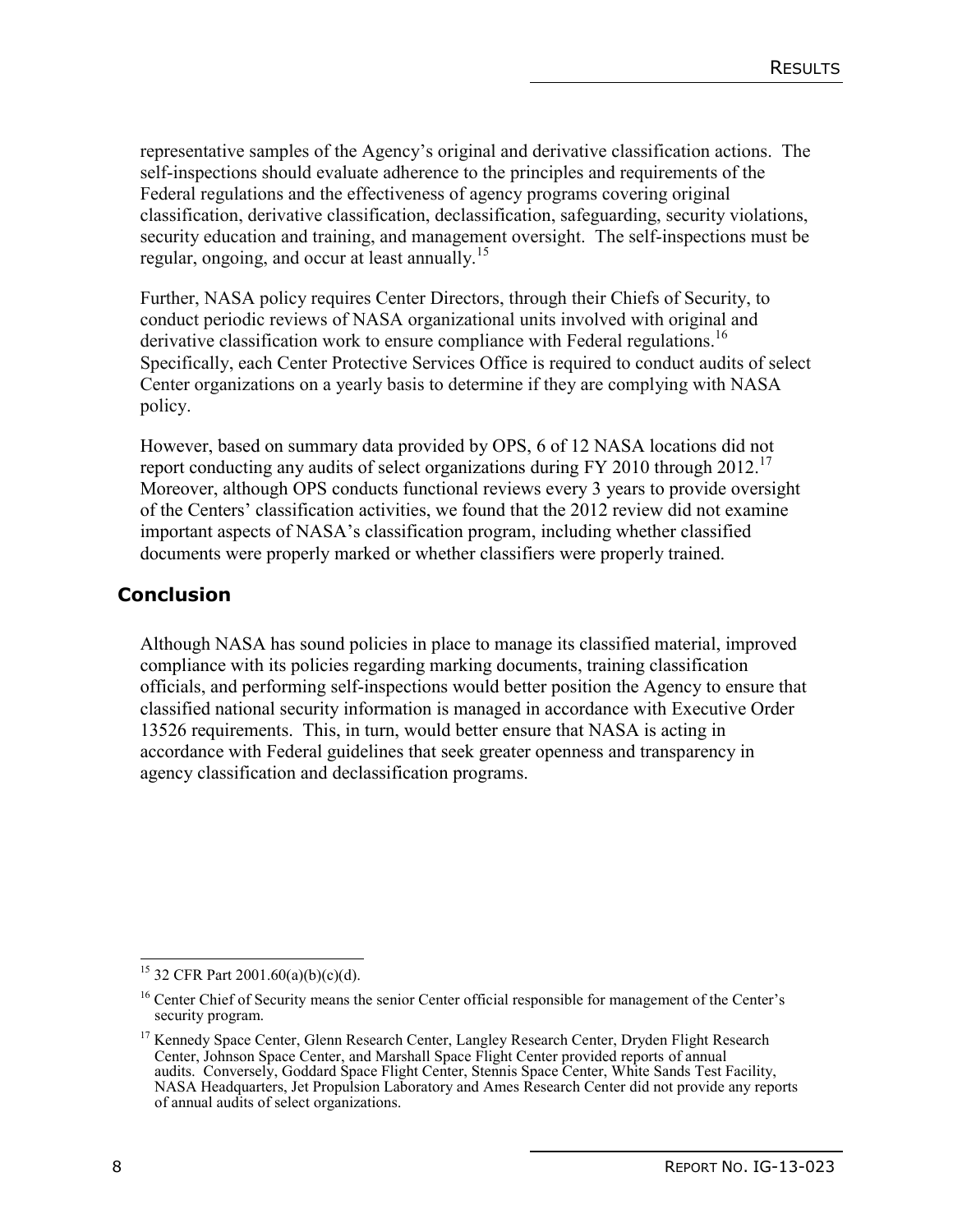representative samples of the Agency's original and derivative classification actions. The self-inspections should evaluate adherence to the principles and requirements of the Federal regulations and the effectiveness of agency programs covering original classification, derivative classification, declassification, safeguarding, security violations, security education and training, and management oversight. The self-inspections must be regular, ongoing, and occur at least annually.[15]

Further, NASA policy requires Center Directors, through their Chiefs of Security, to conduct periodic reviews of NASA organizational units involved with original and derivative classification work to ensure compliance with Federal regulations.[16] Specifically, each Center Protective Services Office is required to conduct audits of select Center organizations on a yearly basis to determine if they are complying with NASA policy.

However, based on summary data provided by OPS, 6 of 12 NASA locations did not report conducting any audits of select organizations during FY 2010 through 2012.[17] Moreover, although OPS conducts functional reviews every 3 years to provide oversight of the Centers' classification activities, we found that the 2012 review did not examine important aspects of NASA's classification program, including whether classified documents were properly marked or whether classifiers were properly trained.

## Conclusion

Although NASA has sound policies in place to manage its classified material, improved compliance with its policies regarding marking documents, training classification officials, and performing self-inspections would better position the Agency to ensure that classified national security information is managed in accordance with Executive Order 13526 requirements. This, in turn, would better ensure that NASA is acting in accordance with Federal guidelines that seek greater openness and transparency in agency classification and declassification programs.

---

[15] 32 CFR Part 2001.60(a)(b)(c)(d).

[16] Center Chief of Security means the senior Center official responsible for management of the Center's security program.

[17] Kennedy Space Center, Glenn Research Center, Langley Research Center, Dryden Flight Research Center, Johnson Space Center, and Marshall Space Flight Center provided reports of annual audits. Conversely, Goddard Space Flight Center, Stennis Space Center, White Sands Test Facility, NASA Headquarters, Jet Propulsion Laboratory and Ames Research Center did not provide any reports of annual audits of select organizations.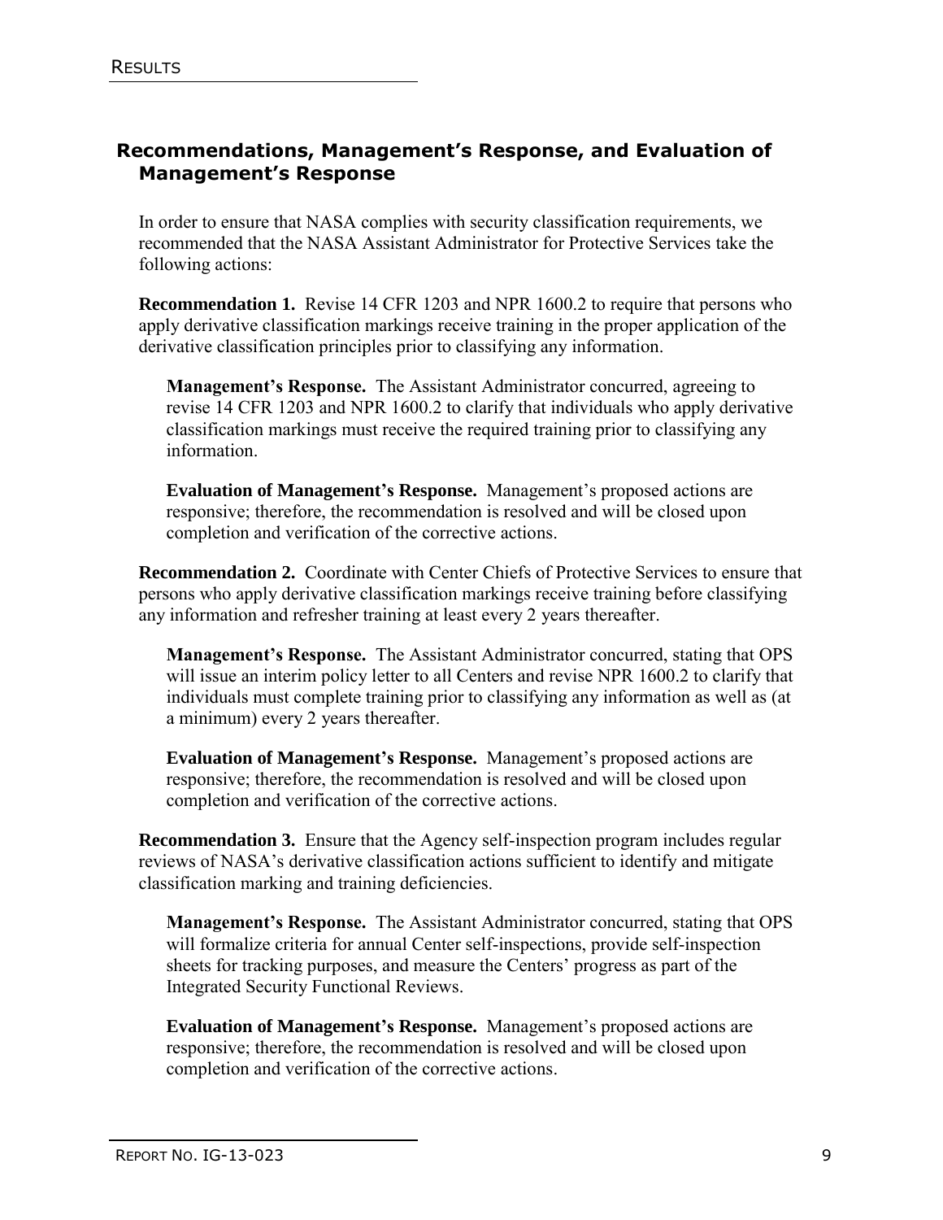## Recommendations, Management's Response, and Evaluation of Management's Response

In order to ensure that NASA complies with security classification requirements, we recommended that the NASA Assistant Administrator for Protective Services take the following actions:

**Recommendation 1.** Revise 14 CFR 1203 and NPR 1600.2 to require that persons who apply derivative classification markings receive training in the proper application of the derivative classification principles prior to classifying any information.

**Management's Response.** The Assistant Administrator concurred, agreeing to revise 14 CFR 1203 and NPR 1600.2 to clarify that individuals who apply derivative classification markings must receive the required training prior to classifying any information.

**Evaluation of Management's Response.** Management's proposed actions are responsive; therefore, the recommendation is resolved and will be closed upon completion and verification of the corrective actions.

**Recommendation 2.** Coordinate with Center Chiefs of Protective Services to ensure that persons who apply derivative classification markings receive training before classifying any information and refresher training at least every 2 years thereafter.

**Management's Response.** The Assistant Administrator concurred, stating that OPS will issue an interim policy letter to all Centers and revise NPR 1600.2 to clarify that individuals must complete training prior to classifying any information as well as (at a minimum) every 2 years thereafter.

**Evaluation of Management's Response.** Management's proposed actions are responsive; therefore, the recommendation is resolved and will be closed upon completion and verification of the corrective actions.

**Recommendation 3.** Ensure that the Agency self-inspection program includes regular reviews of NASA's derivative classification actions sufficient to identify and mitigate classification marking and training deficiencies.

**Management's Response.** The Assistant Administrator concurred, stating that OPS will formalize criteria for annual Center self-inspections, provide self-inspection sheets for tracking purposes, and measure the Centers' progress as part of the Integrated Security Functional Reviews.

**Evaluation of Management's Response.** Management's proposed actions are responsive; therefore, the recommendation is resolved and will be closed upon completion and verification of the corrective actions.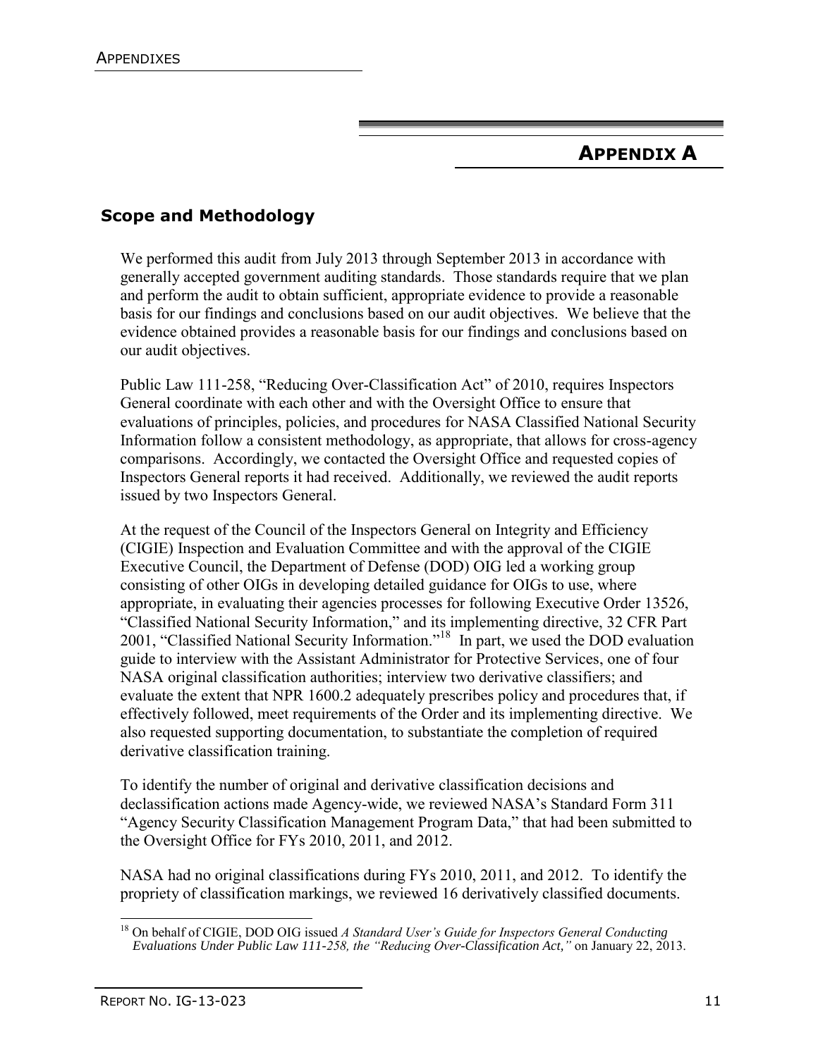# APPENDIX A

## Scope and Methodology

We performed this audit from July 2013 through September 2013 in accordance with generally accepted government auditing standards. Those standards require that we plan and perform the audit to obtain sufficient, appropriate evidence to provide a reasonable basis for our findings and conclusions based on our audit objectives. We believe that the evidence obtained provides a reasonable basis for our findings and conclusions based on our audit objectives.

Public Law 111-258, "Reducing Over-Classification Act" of 2010, requires Inspectors General coordinate with each other and with the Oversight Office to ensure that evaluations of principles, policies, and procedures for NASA Classified National Security Information follow a consistent methodology, as appropriate, that allows for cross-agency comparisons. Accordingly, we contacted the Oversight Office and requested copies of Inspectors General reports it had received. Additionally, we reviewed the audit reports issued by two Inspectors General.

At the request of the Council of the Inspectors General on Integrity and Efficiency (CIGIE) Inspection and Evaluation Committee and with the approval of the CIGIE Executive Council, the Department of Defense (DOD) OIG led a working group consisting of other OIGs in developing detailed guidance for OIGs to use, where appropriate, in evaluating their agencies processes for following Executive Order 13526, "Classified National Security Information," and its implementing directive, 32 CFR Part 2001, "Classified National Security Information."[18] In part, we used the DOD evaluation guide to interview with the Assistant Administrator for Protective Services, one of four NASA original classification authorities; interview two derivative classifiers; and evaluate the extent that NPR 1600.2 adequately prescribes policy and procedures that, if effectively followed, meet requirements of the Order and its implementing directive. We also requested supporting documentation, to substantiate the completion of required derivative classification training.

To identify the number of original and derivative classification decisions and declassification actions made Agency-wide, we reviewed NASA's Standard Form 311 "Agency Security Classification Management Program Data," that had been submitted to the Oversight Office for FYs 2010, 2011, and 2012.

NASA had no original classifications during FYs 2010, 2011, and 2012. To identify the propriety of classification markings, we reviewed 16 derivatively classified documents.

[18] On behalf of CIGIE, DOD OIG issued *A Standard User's Guide for Inspectors General Conducting Evaluations Under Public Law 111-258, the "Reducing Over-Classification Act,"* on January 22, 2013.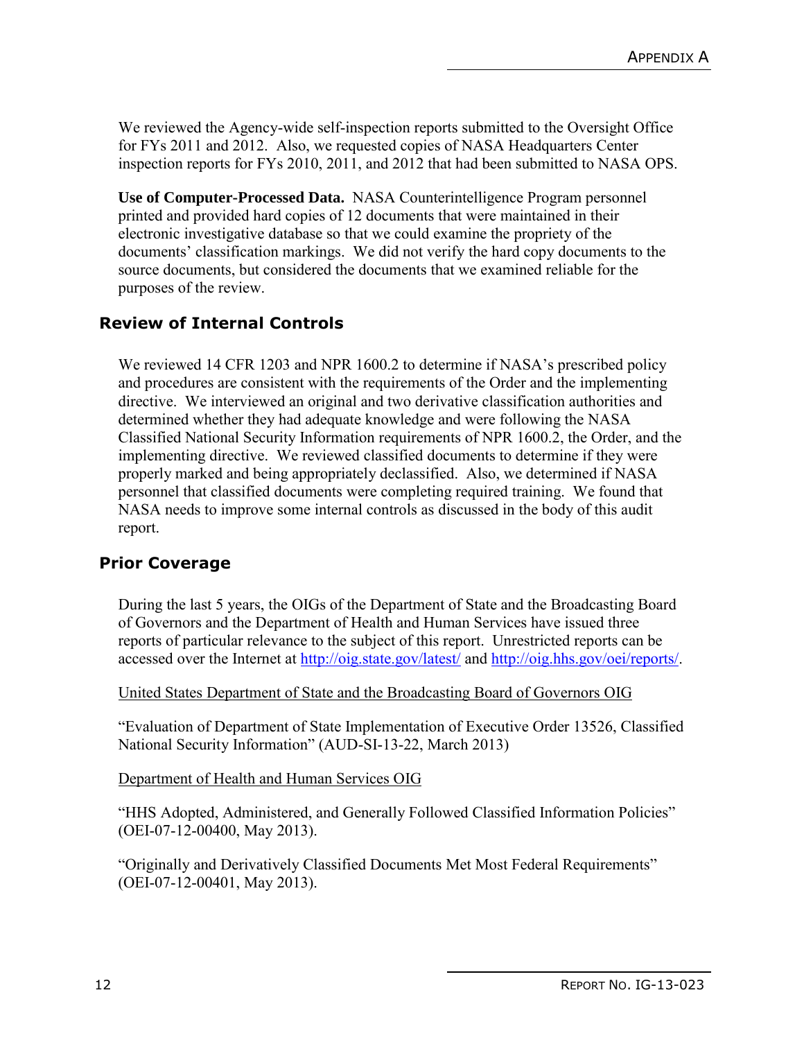We reviewed the Agency-wide self-inspection reports submitted to the Oversight Office for FYs 2011 and 2012. Also, we requested copies of NASA Headquarters Center inspection reports for FYs 2010, 2011, and 2012 that had been submitted to NASA OPS.

**Use of Computer-Processed Data.** NASA Counterintelligence Program personnel printed and provided hard copies of 12 documents that were maintained in their electronic investigative database so that we could examine the propriety of the documents' classification markings. We did not verify the hard copy documents to the source documents, but considered the documents that we examined reliable for the purposes of the review.

## Review of Internal Controls

We reviewed 14 CFR 1203 and NPR 1600.2 to determine if NASA's prescribed policy and procedures are consistent with the requirements of the Order and the implementing directive. We interviewed an original and two derivative classification authorities and determined whether they had adequate knowledge and were following the NASA Classified National Security Information requirements of NPR 1600.2, the Order, and the implementing directive. We reviewed classified documents to determine if they were properly marked and being appropriately declassified. Also, we determined if NASA personnel that classified documents were completing required training. We found that NASA needs to improve some internal controls as discussed in the body of this audit report.

## Prior Coverage

During the last 5 years, the OIGs of the Department of State and the Broadcasting Board of Governors and the Department of Health and Human Services have issued three reports of particular relevance to the subject of this report. Unrestricted reports can be accessed over the Internet at http://oig.state.gov/latest/ and http://oig.hhs.gov/oei/reports/.

United States Department of State and the Broadcasting Board of Governors OIG

"Evaluation of Department of State Implementation of Executive Order 13526, Classified National Security Information" (AUD-SI-13-22, March 2013)

Department of Health and Human Services OIG

"HHS Adopted, Administered, and Generally Followed Classified Information Policies" (OEI-07-12-00400, May 2013).

"Originally and Derivatively Classified Documents Met Most Federal Requirements" (OEI-07-12-00401, May 2013).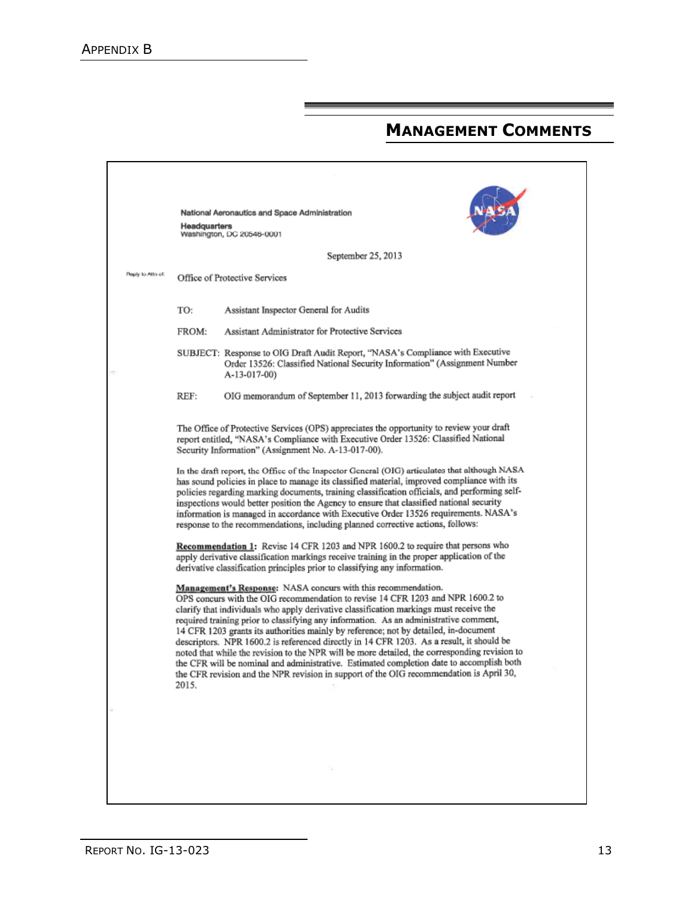# Appendix B

## Management Comments

National Aeronautics and Space Administration
**Headquarters**
Washington, DC 20546-0001

September 25, 2013

Reply to Attn of: Office of Protective Services

TO: Assistant Inspector General for Audits

FROM: Assistant Administrator for Protective Services

SUBJECT: Response to OIG Draft Audit Report, "NASA's Compliance with Executive Order 13526: Classified National Security Information" (Assignment Number A-13-017-00)

REF: OIG memorandum of September 11, 2013 forwarding the subject audit report

The Office of Protective Services (OPS) appreciates the opportunity to review your draft report entitled, "NASA's Compliance with Executive Order 13526: Classified National Security Information" (Assignment No. A-13-017-00).

In the draft report, the Office of the Inspector General (OIG) articulates that although NASA has sound policies in place to manage its classified material, improved compliance with its policies regarding marking documents, training classification officials, and performing self-inspections would better position the Agency to ensure that classified national security information is managed in accordance with Executive Order 13526 requirements. NASA's response to the recommendations, including planned corrective actions, follows:

**Recommendation 1:** Revise 14 CFR 1203 and NPR 1600.2 to require that persons who apply derivative classification markings receive training in the proper application of the derivative classification principles prior to classifying any information.

**Management's Response:** NASA concurs with this recommendation.
OPS concurs with the OIG recommendation to revise 14 CFR 1203 and NPR 1600.2 to clarify that individuals who apply derivative classification markings must receive the required training prior to classifying any information. As an administrative comment, 14 CFR 1203 grants its authorities mainly by reference; not by detailed, in-document descriptors. NPR 1600.2 is referenced directly in 14 CFR 1203. As a result, it should be noted that while the revision to the NPR will be more detailed, the corresponding revision to the CFR will be nominal and administrative. Estimated completion date to accomplish both the CFR revision and the NPR revision in support of the OIG recommendation is April 30, 2015.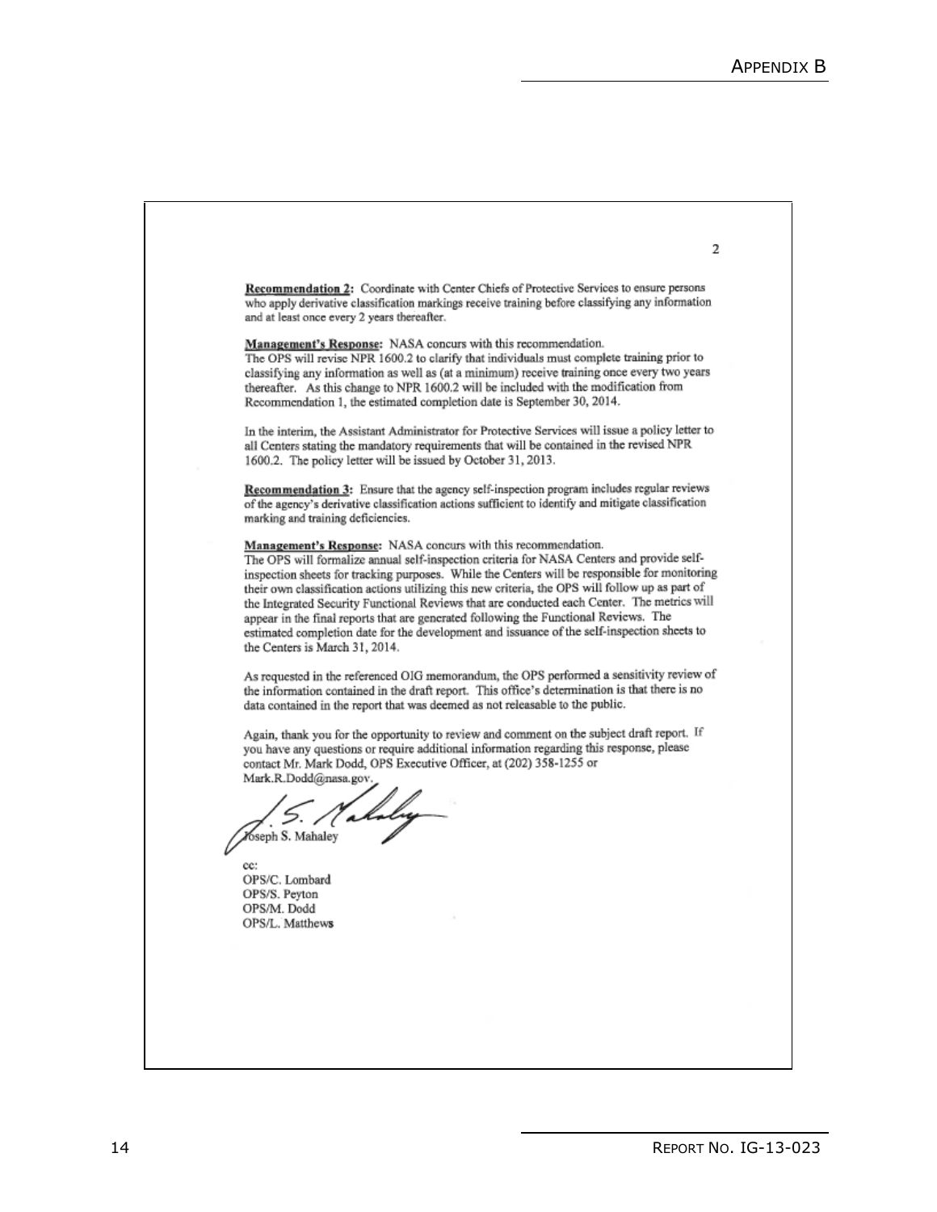**Recommendation 2:** Coordinate with Center Chiefs of Protective Services to ensure persons who apply derivative classification markings receive training before classifying any information and at least once every 2 years thereafter.

**Management's Response:** NASA concurs with this recommendation.
The OPS will revise NPR 1600.2 to clarify that individuals must complete training prior to classifying any information as well as (at a minimum) receive training once every two years thereafter. As this change to NPR 1600.2 will be included with the modification from Recommendation 1, the estimated completion date is September 30, 2014.

In the interim, the Assistant Administrator for Protective Services will issue a policy letter to all Centers stating the mandatory requirements that will be contained in the revised NPR 1600.2. The policy letter will be issued by October 31, 2013.

**Recommendation 3:** Ensure that the agency self-inspection program includes regular reviews of the agency's derivative classification actions sufficient to identify and mitigate classification marking and training deficiencies.

**Management's Response:** NASA concurs with this recommendation.
The OPS will formalize annual self-inspection criteria for NASA Centers and provide self-inspection sheets for tracking purposes. While the Centers will be responsible for monitoring their own classification actions utilizing this new criteria, the OPS will follow up as part of the Integrated Security Functional Reviews that are conducted each Center. The metrics will appear in the final reports that are generated following the Functional Reviews. The estimated completion date for the development and issuance of the self-inspection sheets to the Centers is March 31, 2014.

As requested in the referenced OIG memorandum, the OPS performed a sensitivity review of the information contained in the draft report. This office's determination is that there is no data contained in the report that was deemed as not releasable to the public.

Again, thank you for the opportunity to review and comment on the subject draft report. If you have any questions or require additional information regarding this response, please contact Mr. Mark Dodd, OPS Executive Officer, at (202) 358-1255 or Mark.R.Dodd@nasa.gov.

Joseph S. Mahaley

cc:
OPS/C. Lombard
OPS/S. Peyton
OPS/M. Dodd
OPS/L. Matthews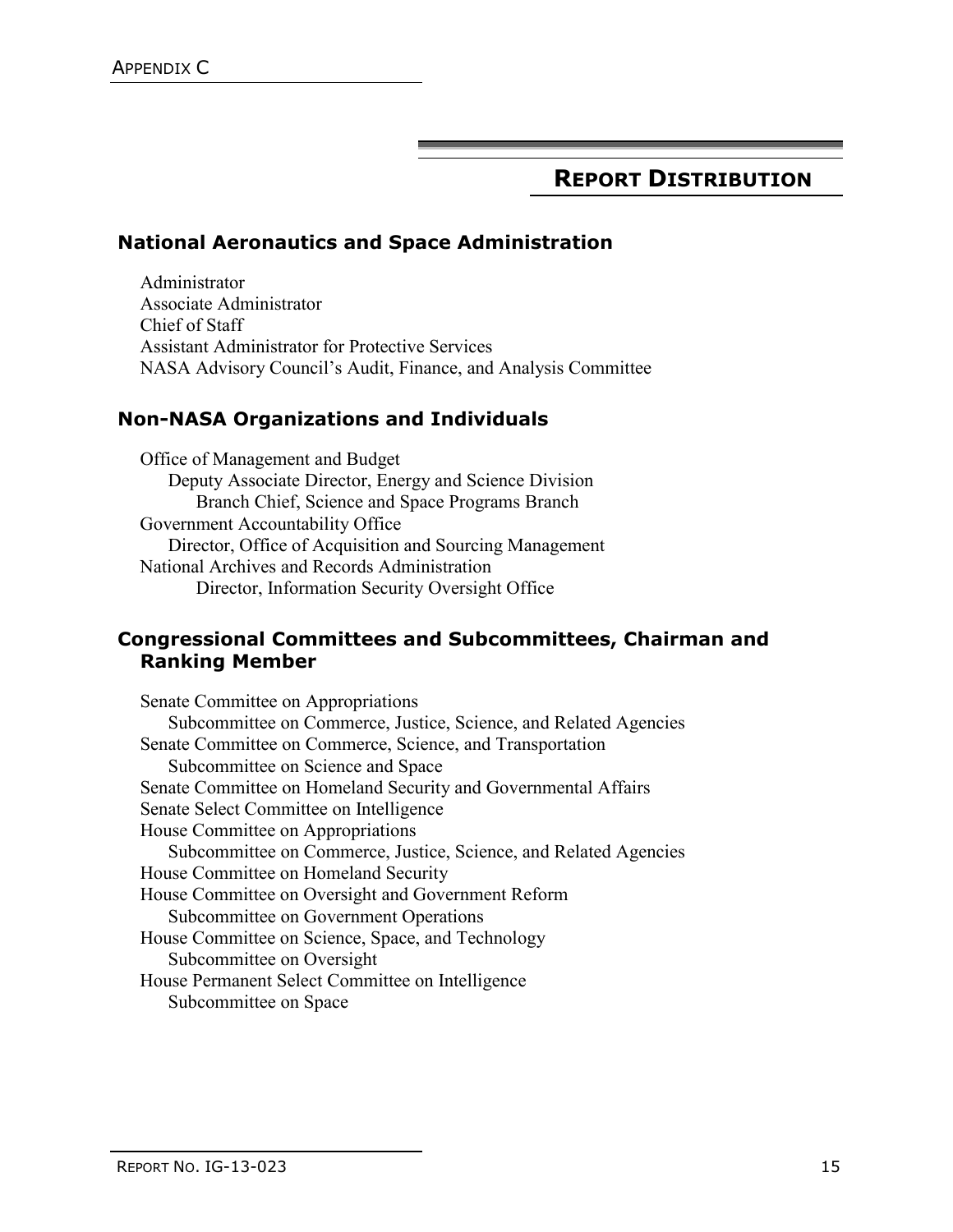# REPORT DISTRIBUTION

## National Aeronautics and Space Administration

Administrator
Associate Administrator
Chief of Staff
Assistant Administrator for Protective Services
NASA Advisory Council's Audit, Finance, and Analysis Committee

## Non-NASA Organizations and Individuals

Office of Management and Budget
- Deputy Associate Director, Energy and Science Division
  - Branch Chief, Science and Space Programs Branch

Government Accountability Office
- Director, Office of Acquisition and Sourcing Management

National Archives and Records Administration
- Director, Information Security Oversight Office

## Congressional Committees and Subcommittees, Chairman and Ranking Member

Senate Committee on Appropriations
- Subcommittee on Commerce, Justice, Science, and Related Agencies

Senate Committee on Commerce, Science, and Transportation
- Subcommittee on Science and Space

Senate Committee on Homeland Security and Governmental Affairs

Senate Select Committee on Intelligence

House Committee on Appropriations
- Subcommittee on Commerce, Justice, Science, and Related Agencies

House Committee on Homeland Security

House Committee on Oversight and Government Reform
- Subcommittee on Government Operations

House Committee on Science, Space, and Technology
- Subcommittee on Oversight

House Permanent Select Committee on Intelligence
- Subcommittee on Space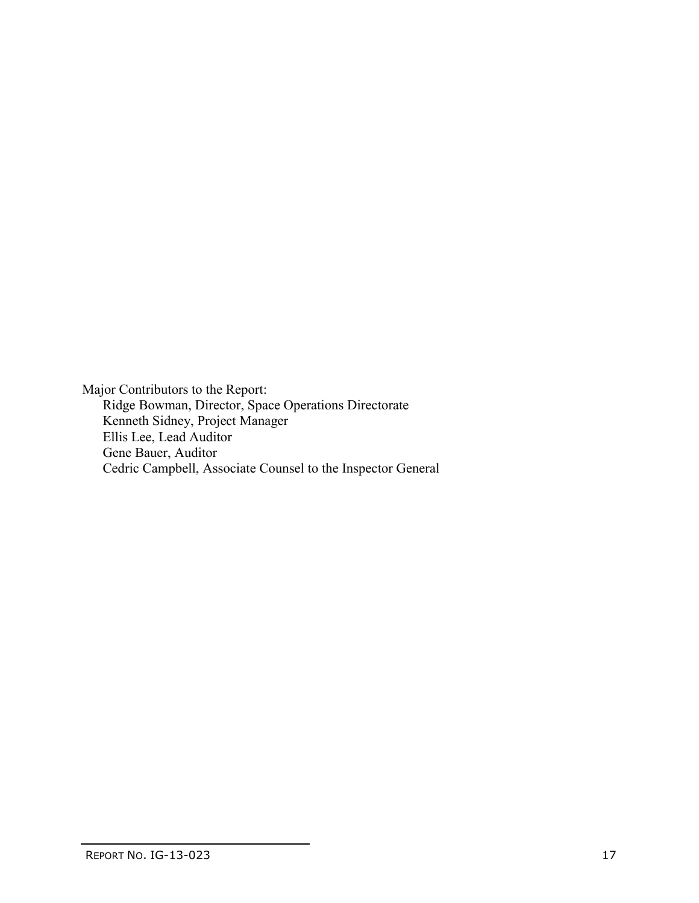Major Contributors to the Report:

- Ridge Bowman, Director, Space Operations Directorate
- Kenneth Sidney, Project Manager
- Ellis Lee, Lead Auditor
- Gene Bauer, Auditor
- Cedric Campbell, Associate Counsel to the Inspector General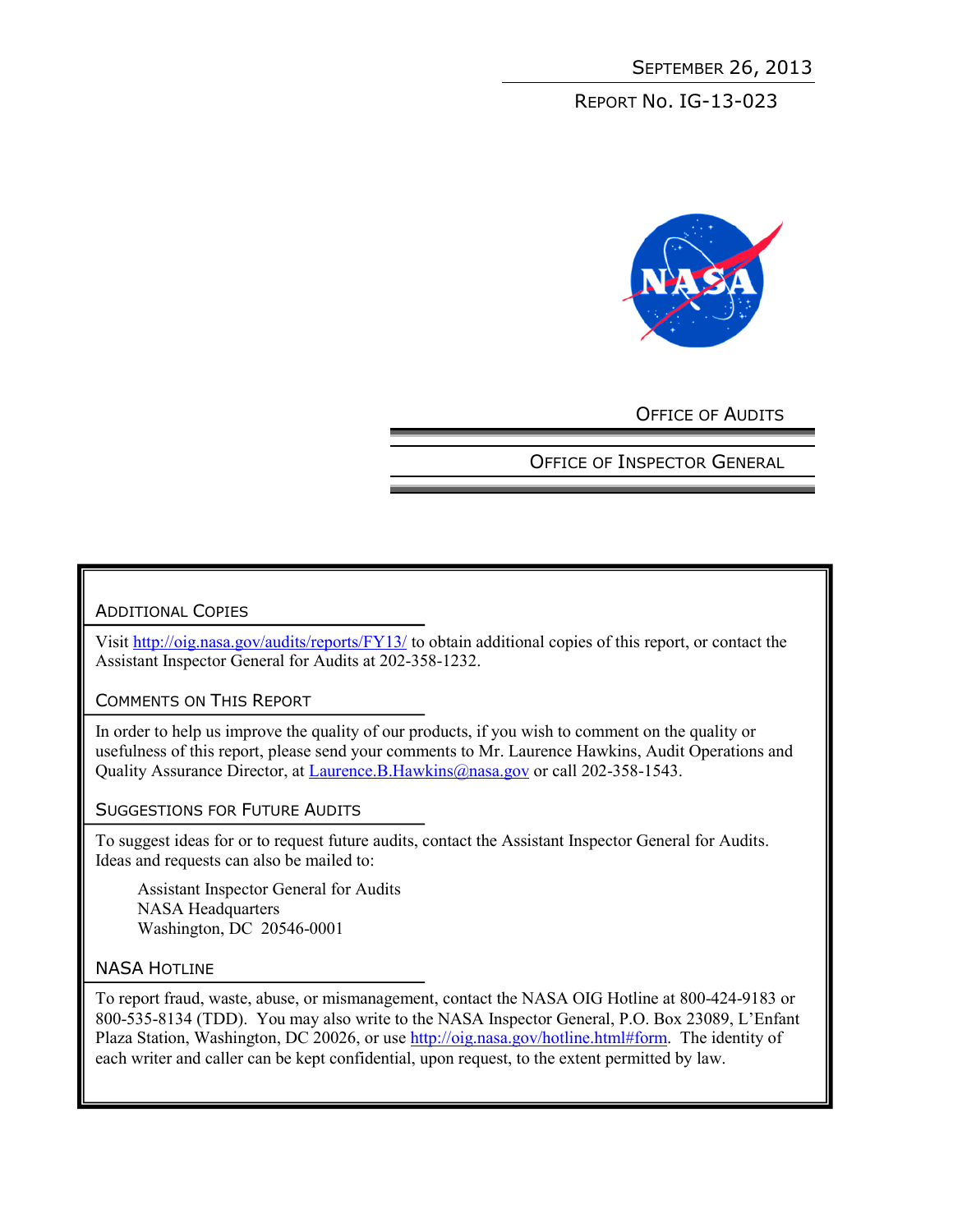SEPTEMBER 26, 2013

REPORT NO. IG-13-023

OFFICE OF AUDITS

OFFICE OF INSPECTOR GENERAL

## ADDITIONAL COPIES

Visit http://oig.nasa.gov/audits/reports/FY13/ to obtain additional copies of this report, or contact the Assistant Inspector General for Audits at 202-358-1232.

## COMMENTS ON THIS REPORT

In order to help us improve the quality of our products, if you wish to comment on the quality or usefulness of this report, please send your comments to Mr. Laurence Hawkins, Audit Operations and Quality Assurance Director, at Laurence.B.Hawkins@nasa.gov or call 202-358-1543.

## SUGGESTIONS FOR FUTURE AUDITS

To suggest ideas for or to request future audits, contact the Assistant Inspector General for Audits. Ideas and requests can also be mailed to:

Assistant Inspector General for Audits
NASA Headquarters
Washington, DC 20546-0001

## NASA HOTLINE

To report fraud, waste, abuse, or mismanagement, contact the NASA OIG Hotline at 800-424-9183 or 800-535-8134 (TDD). You may also write to the NASA Inspector General, P.O. Box 23089, L'Enfant Plaza Station, Washington, DC 20026, or use http://oig.nasa.gov/hotline.html#form. The identity of each writer and caller can be kept confidential, upon request, to the extent permitted by law.